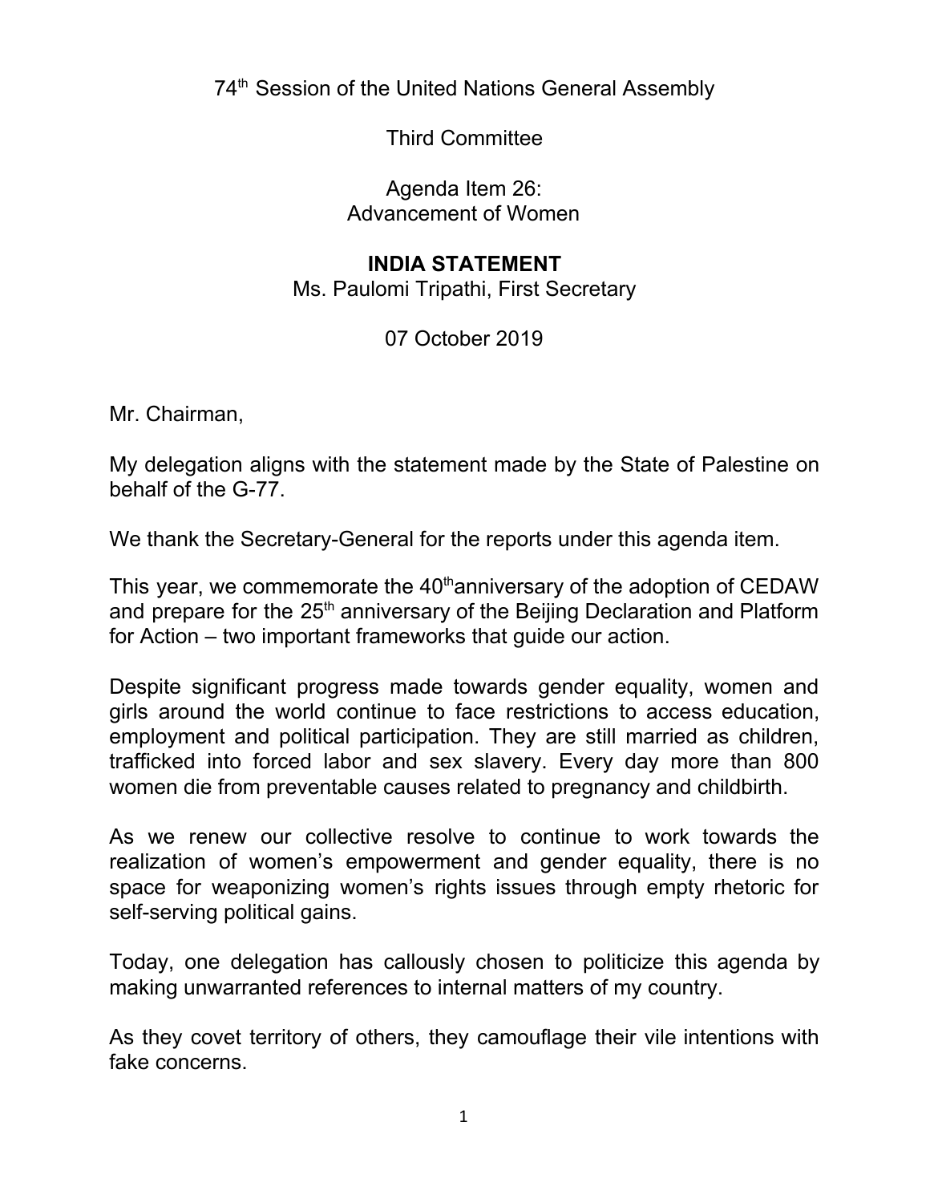74th Session of the United Nations General Assembly

Third Committee

Agenda Item 26:
Advancement of Women

**INDIA STATEMENT**
Ms. Paulomi Tripathi, First Secretary

07 October 2019

Mr. Chairman,

My delegation aligns with the statement made by the State of Palestine on behalf of the G-77.

We thank the Secretary-General for the reports under this agenda item.

This year, we commemorate the 40th anniversary of the adoption of CEDAW and prepare for the 25th anniversary of the Beijing Declaration and Platform for Action – two important frameworks that guide our action.

Despite significant progress made towards gender equality, women and girls around the world continue to face restrictions to access education, employment and political participation. They are still married as children, trafficked into forced labor and sex slavery. Every day more than 800 women die from preventable causes related to pregnancy and childbirth.

As we renew our collective resolve to continue to work towards the realization of women's empowerment and gender equality, there is no space for weaponizing women's rights issues through empty rhetoric for self-serving political gains.

Today, one delegation has callously chosen to politicize this agenda by making unwarranted references to internal matters of my country.

As they covet territory of others, they camouflage their vile intentions with fake concerns.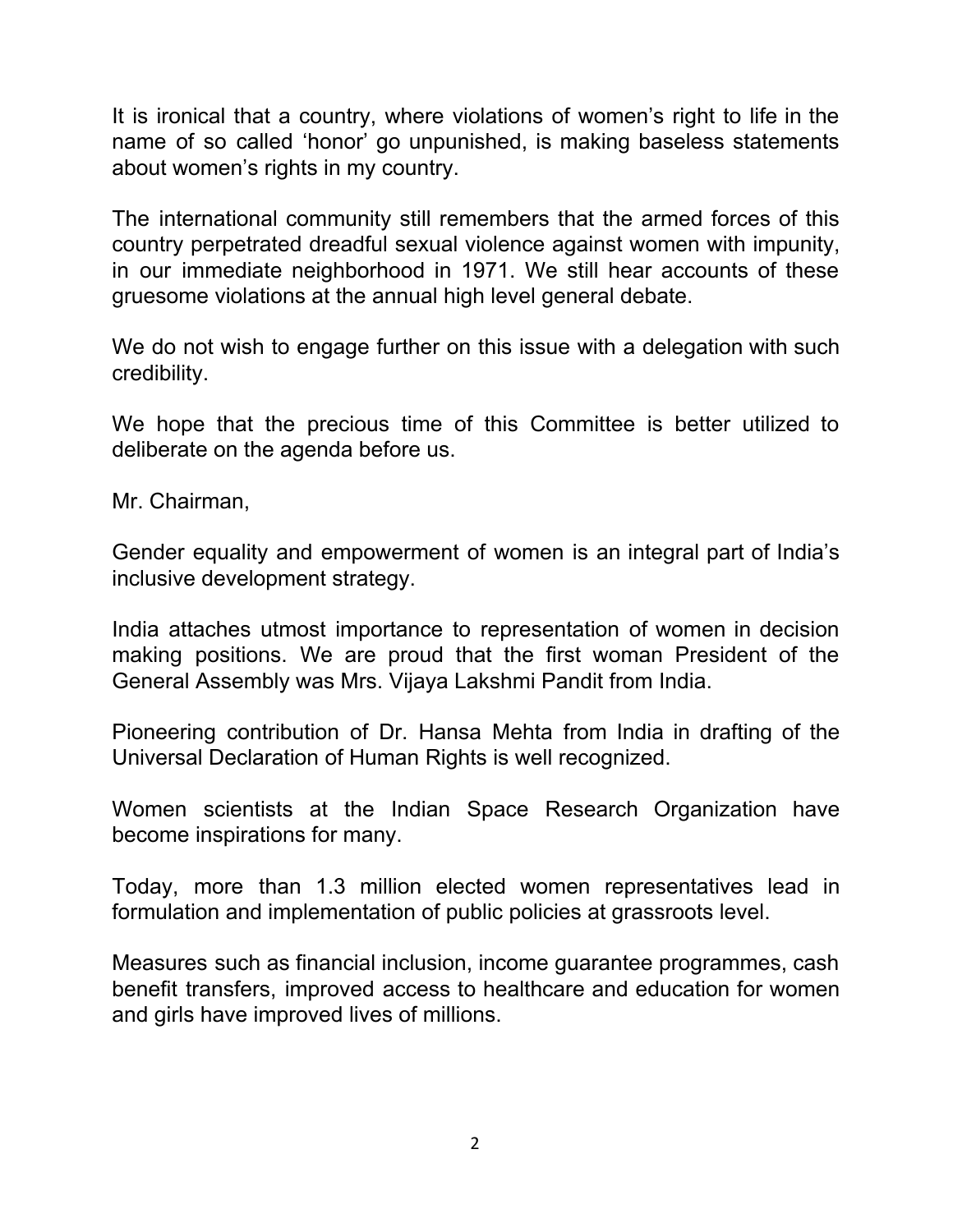It is ironical that a country, where violations of women's right to life in the name of so called 'honor' go unpunished, is making baseless statements about women's rights in my country.

The international community still remembers that the armed forces of this country perpetrated dreadful sexual violence against women with impunity, in our immediate neighborhood in 1971. We still hear accounts of these gruesome violations at the annual high level general debate.

We do not wish to engage further on this issue with a delegation with such credibility.

We hope that the precious time of this Committee is better utilized to deliberate on the agenda before us.

Mr. Chairman,

Gender equality and empowerment of women is an integral part of India's inclusive development strategy.

India attaches utmost importance to representation of women in decision making positions. We are proud that the first woman President of the General Assembly was Mrs. Vijaya Lakshmi Pandit from India.

Pioneering contribution of Dr. Hansa Mehta from India in drafting of the Universal Declaration of Human Rights is well recognized.

Women scientists at the Indian Space Research Organization have become inspirations for many.

Today, more than 1.3 million elected women representatives lead in formulation and implementation of public policies at grassroots level.

Measures such as financial inclusion, income guarantee programmes, cash benefit transfers, improved access to healthcare and education for women and girls have improved lives of millions.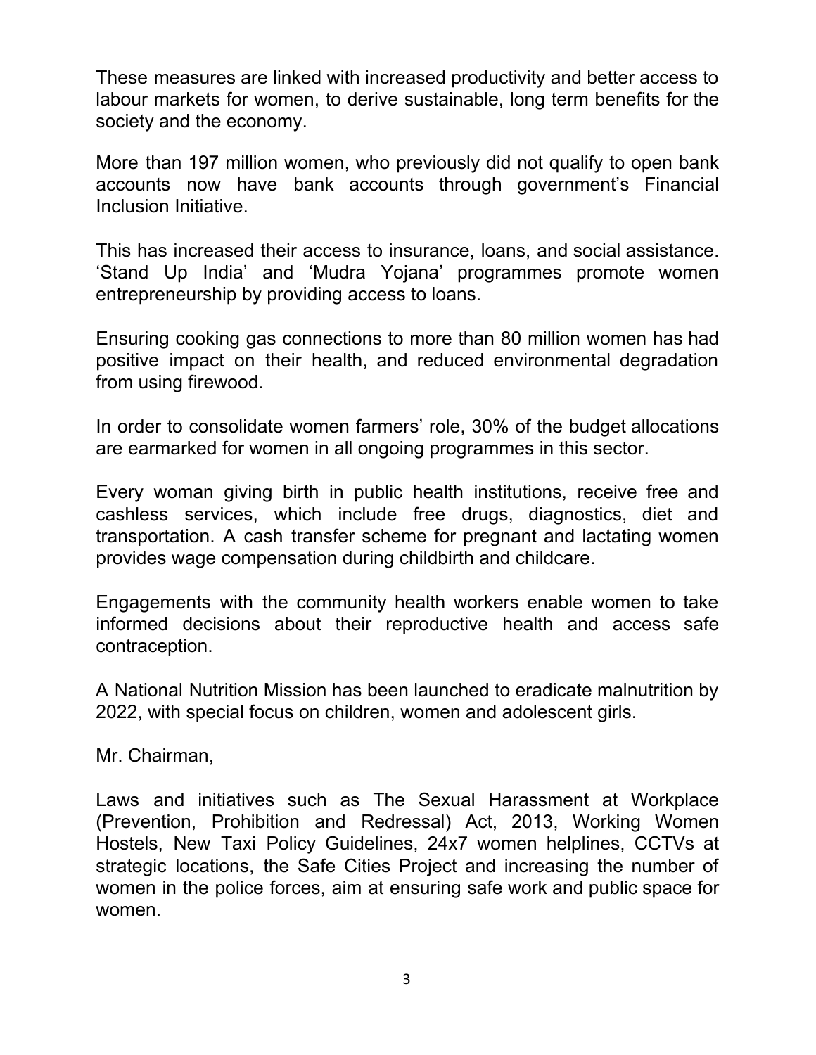These measures are linked with increased productivity and better access to labour markets for women, to derive sustainable, long term benefits for the society and the economy.

More than 197 million women, who previously did not qualify to open bank accounts now have bank accounts through government's Financial Inclusion Initiative.

This has increased their access to insurance, loans, and social assistance. 'Stand Up India' and 'Mudra Yojana' programmes promote women entrepreneurship by providing access to loans.

Ensuring cooking gas connections to more than 80 million women has had positive impact on their health, and reduced environmental degradation from using firewood.

In order to consolidate women farmers' role, 30% of the budget allocations are earmarked for women in all ongoing programmes in this sector.

Every woman giving birth in public health institutions, receive free and cashless services, which include free drugs, diagnostics, diet and transportation. A cash transfer scheme for pregnant and lactating women provides wage compensation during childbirth and childcare.

Engagements with the community health workers enable women to take informed decisions about their reproductive health and access safe contraception.

A National Nutrition Mission has been launched to eradicate malnutrition by 2022, with special focus on children, women and adolescent girls.

Mr. Chairman,

Laws and initiatives such as The Sexual Harassment at Workplace (Prevention, Prohibition and Redressal) Act, 2013, Working Women Hostels, New Taxi Policy Guidelines, 24x7 women helplines, CCTVs at strategic locations, the Safe Cities Project and increasing the number of women in the police forces, aim at ensuring safe work and public space for women.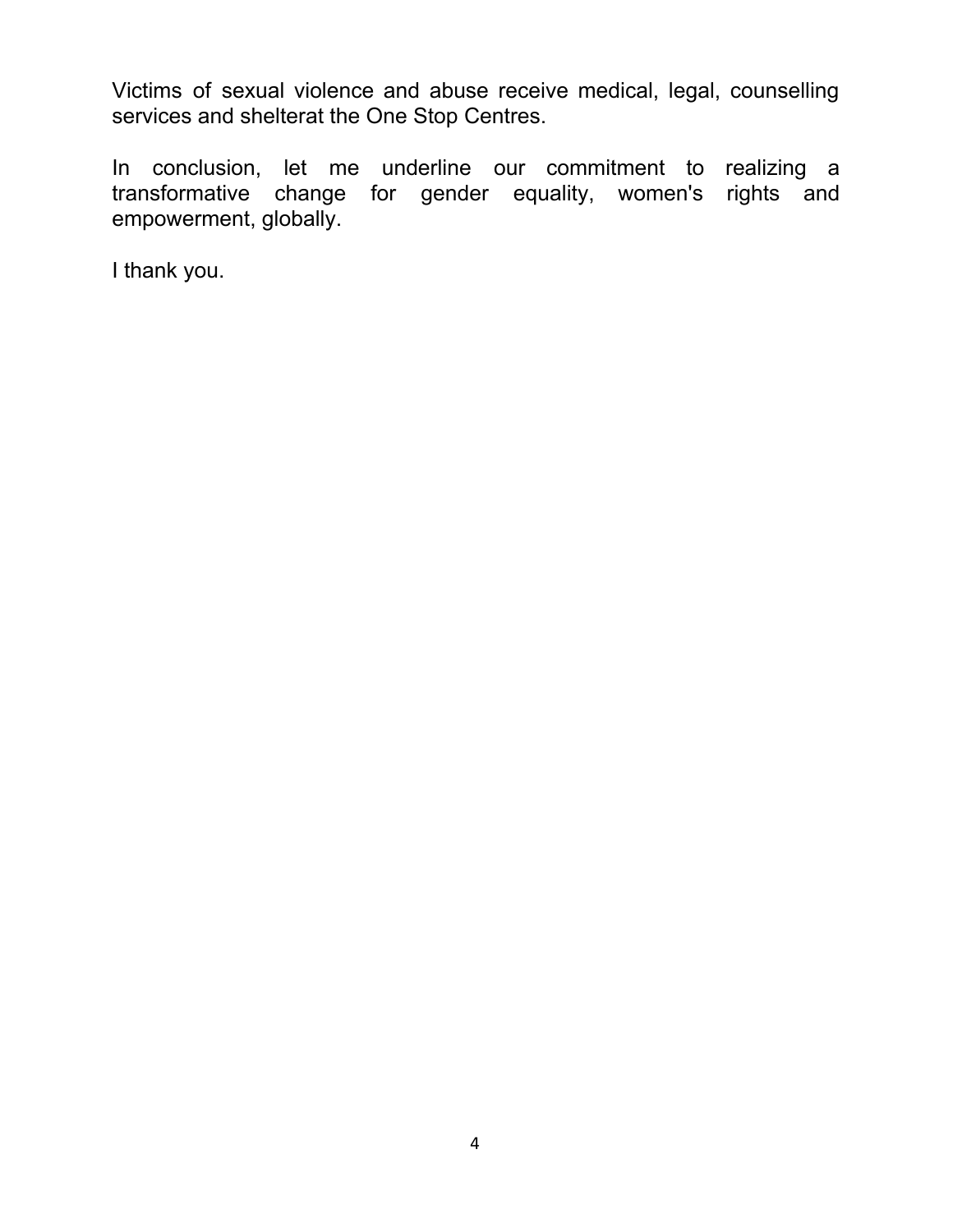Victims of sexual violence and abuse receive medical, legal, counselling services and shelterat the One Stop Centres.

In conclusion, let me underline our commitment to realizing a transformative change for gender equality, women's rights and empowerment, globally.

I thank you.